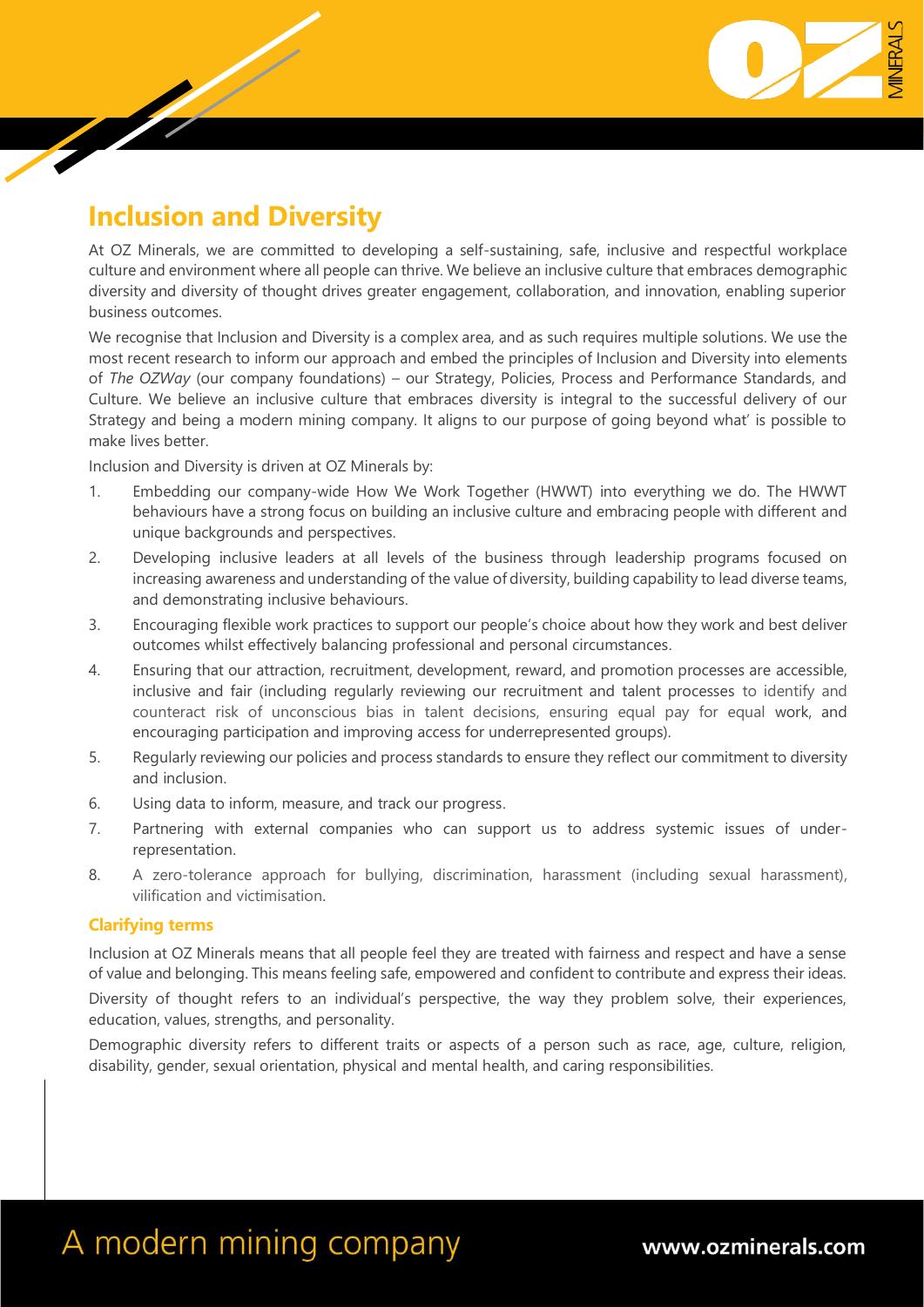# Inclusion and Diversity

At OZ Minerals, we are committed to developing a self-sustaining, safe, inclusive and respectful workplace culture and environment where all people can thrive. We believe an inclusive culture that embraces demographic diversity and diversity of thought drives greater engagement, collaboration, and innovation, enabling superior business outcomes.

We recognise that Inclusion and Diversity is a complex area, and as such requires multiple solutions. We use the most recent research to inform our approach and embed the principles of Inclusion and Diversity into elements of *The OZWay* (our company foundations) – our Strategy, Policies, Process and Performance Standards, and Culture. We believe an inclusive culture that embraces diversity is integral to the successful delivery of our Strategy and being a modern mining company. It aligns to our purpose of going beyond what' is possible to make lives better.

Inclusion and Diversity is driven at OZ Minerals by:

1. Embedding our company-wide How We Work Together (HWWT) into everything we do. The HWWT behaviours have a strong focus on building an inclusive culture and embracing people with different and unique backgrounds and perspectives.
2. Developing inclusive leaders at all levels of the business through leadership programs focused on increasing awareness and understanding of the value of diversity, building capability to lead diverse teams, and demonstrating inclusive behaviours.
3. Encouraging flexible work practices to support our people's choice about how they work and best deliver outcomes whilst effectively balancing professional and personal circumstances.
4. Ensuring that our attraction, recruitment, development, reward, and promotion processes are accessible, inclusive and fair (including regularly reviewing our recruitment and talent processes to identify and counteract risk of unconscious bias in talent decisions, ensuring equal pay for equal work, and encouraging participation and improving access for underrepresented groups).
5. Regularly reviewing our policies and process standards to ensure they reflect our commitment to diversity and inclusion.
6. Using data to inform, measure, and track our progress.
7. Partnering with external companies who can support us to address systemic issues of under-representation.
8. A zero-tolerance approach for bullying, discrimination, harassment (including sexual harassment), vilification and victimisation.

### Clarifying terms

Inclusion at OZ Minerals means that all people feel they are treated with fairness and respect and have a sense of value and belonging. This means feeling safe, empowered and confident to contribute and express their ideas.

Diversity of thought refers to an individual's perspective, the way they problem solve, their experiences, education, values, strengths, and personality.

Demographic diversity refers to different traits or aspects of a person such as race, age, culture, religion, disability, gender, sexual orientation, physical and mental health, and caring responsibilities.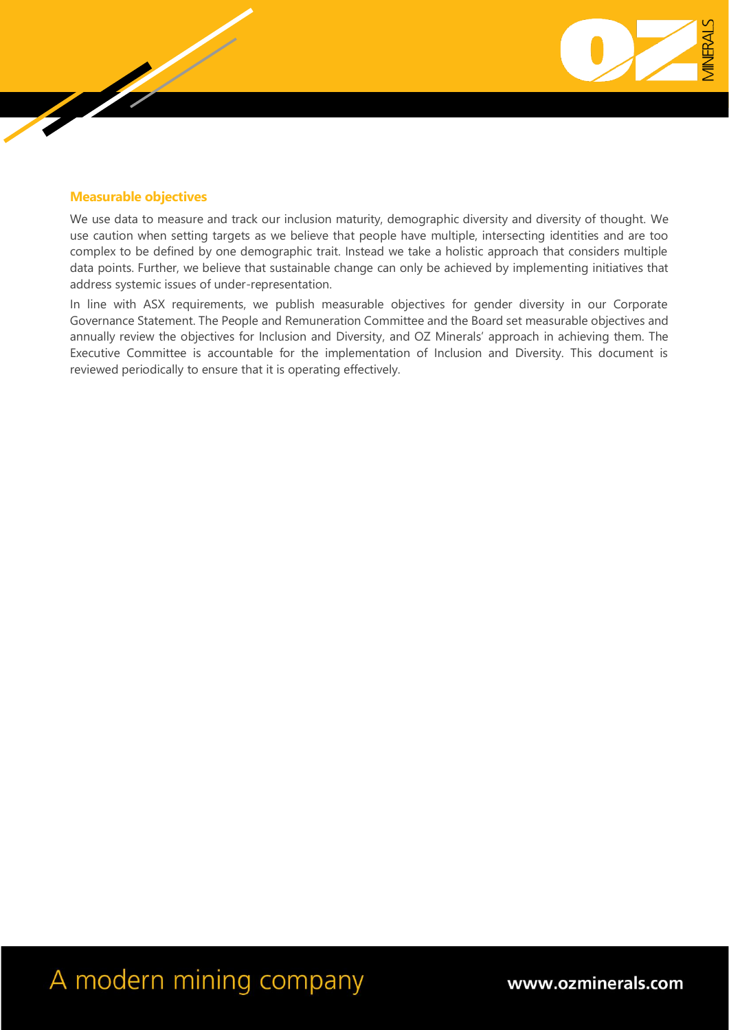### Measurable objectives

We use data to measure and track our inclusion maturity, demographic diversity and diversity of thought. We use caution when setting targets as we believe that people have multiple, intersecting identities and are too complex to be defined by one demographic trait. Instead we take a holistic approach that considers multiple data points. Further, we believe that sustainable change can only be achieved by implementing initiatives that address systemic issues of under-representation.

In line with ASX requirements, we publish measurable objectives for gender diversity in our Corporate Governance Statement. The People and Remuneration Committee and the Board set measurable objectives and annually review the objectives for Inclusion and Diversity, and OZ Minerals' approach in achieving them. The Executive Committee is accountable for the implementation of Inclusion and Diversity. This document is reviewed periodically to ensure that it is operating effectively.